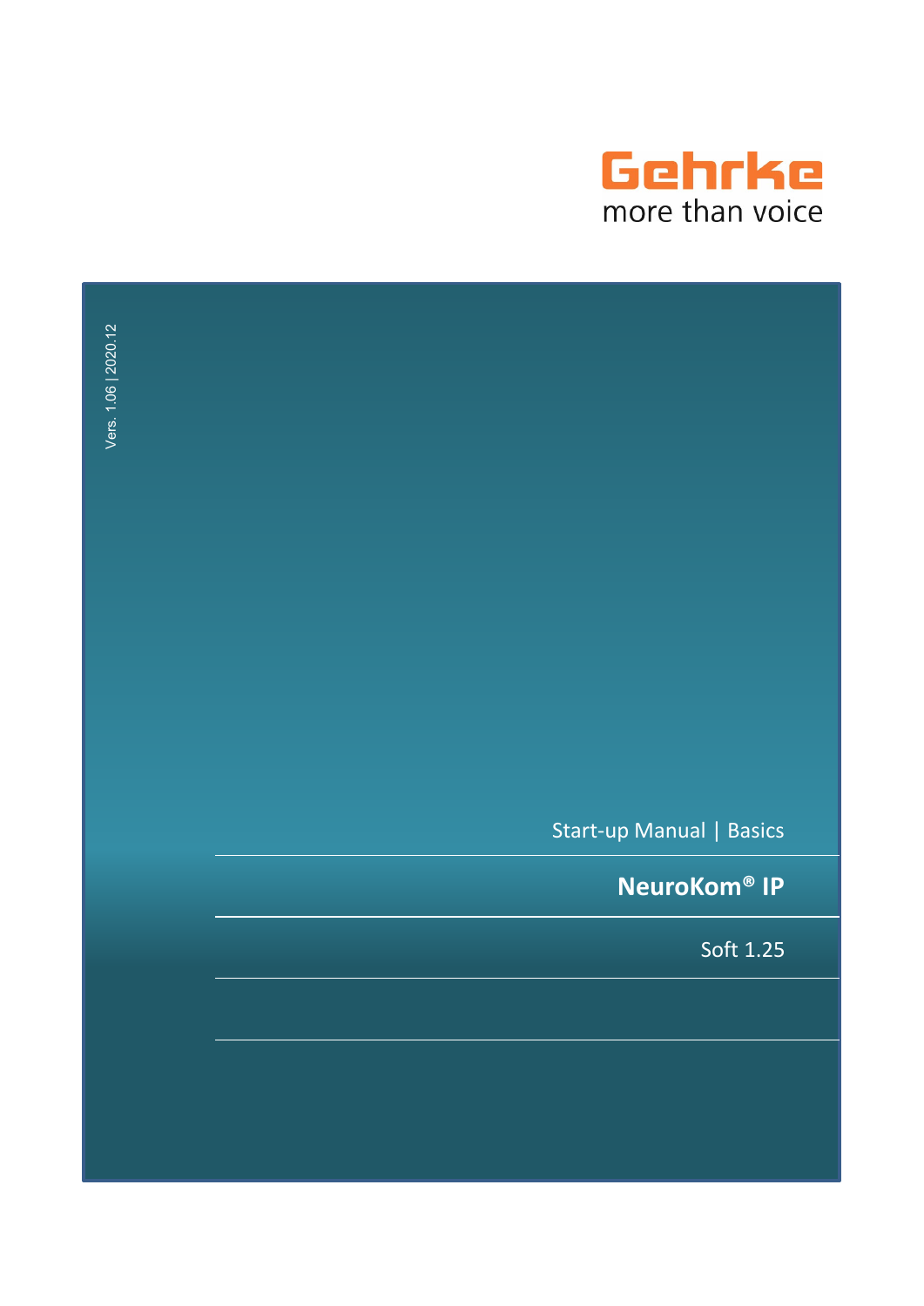Gehrke

more than voice

Vers. 1.06 | 2020.12

Start-up Manual | Basics

# NeuroKom® IP

Soft 1.25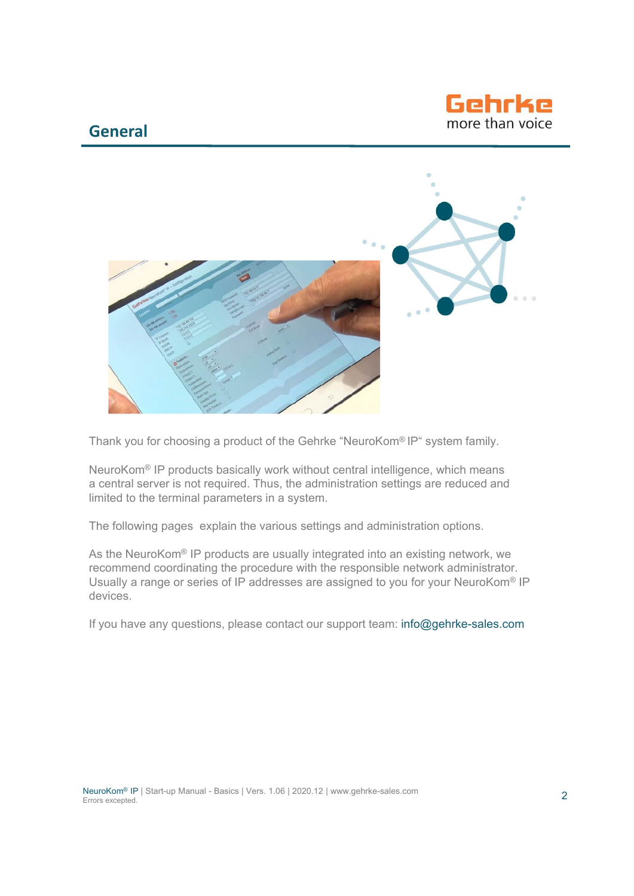## General

Thank you for choosing a product of the Gehrke “NeuroKom® IP“ system family.

NeuroKom® IP products basically work without central intelligence, which means a central server is not required. Thus, the administration settings are reduced and limited to the terminal parameters in a system.

The following pages explain the various settings and administration options.

As the NeuroKom® IP products are usually integrated into an existing network, we recommend coordinating the procedure with the responsible network administrator. Usually a range or series of IP addresses are assigned to you for your NeuroKom® IP devices.

If you have any questions, please contact our support team: info@gehrke-sales.com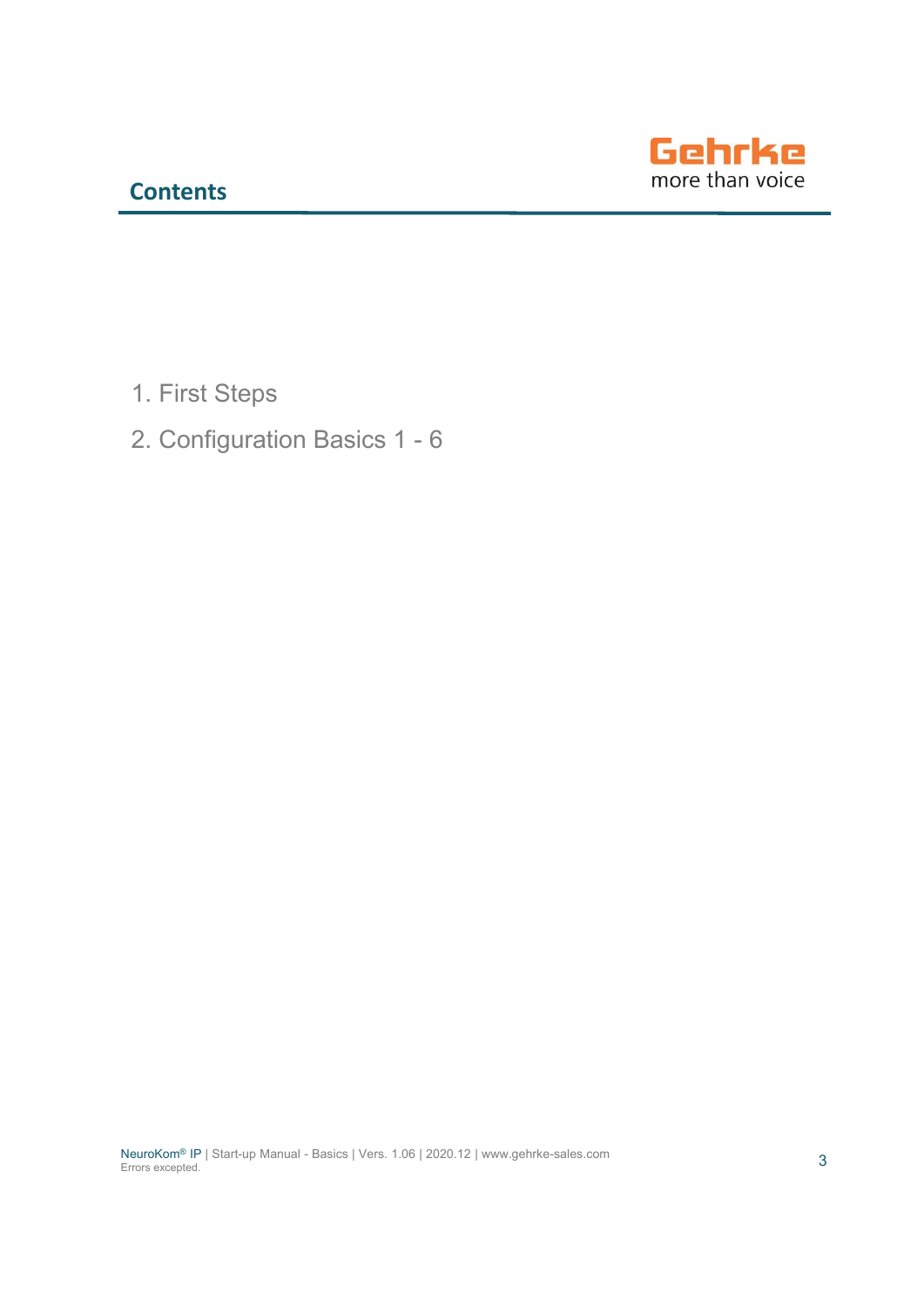# Contents

1. First Steps
2. Configuration Basics 1 - 6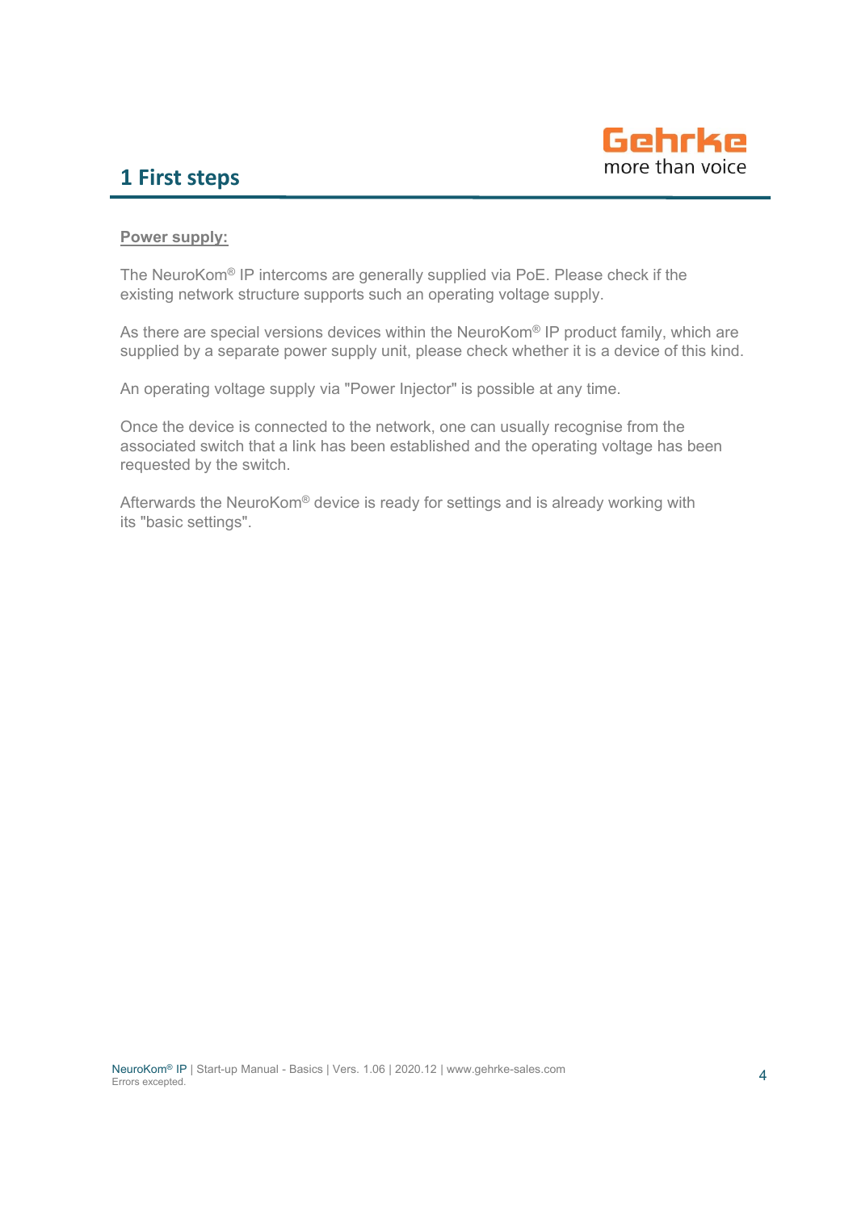# 1 First steps

**Power supply:**

The NeuroKom® IP intercoms are generally supplied via PoE. Please check if the existing network structure supports such an operating voltage supply.

As there are special versions devices within the NeuroKom® IP product family, which are supplied by a separate power supply unit, please check whether it is a device of this kind.

An operating voltage supply via "Power Injector" is possible at any time.

Once the device is connected to the network, one can usually recognise from the associated switch that a link has been established and the operating voltage has been requested by the switch.

Afterwards the NeuroKom® device is ready for settings and is already working with its "basic settings".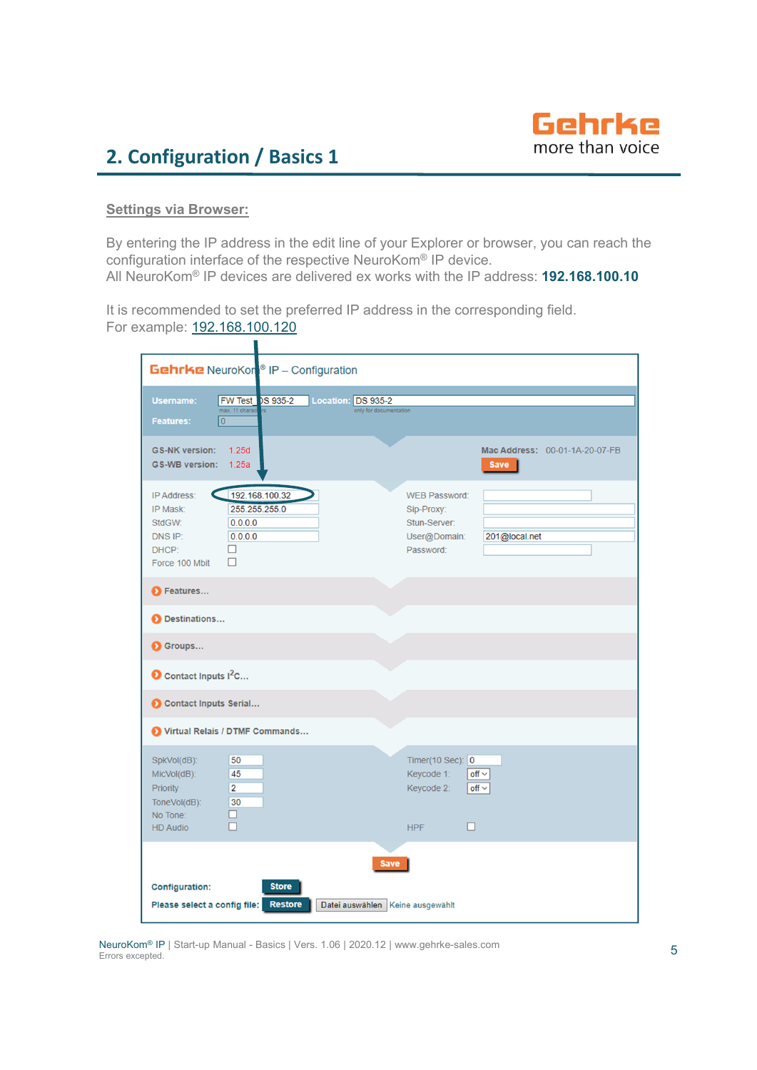## 2. Configuration / Basics 1

**Settings via Browser:**

By entering the IP address in the edit line of your Explorer or browser, you can reach the configuration interface of the respective NeuroKom® IP device.
All NeuroKom® IP devices are delivered ex works with the IP address: **192.168.100.10**

It is recommended to set the preferred IP address in the corresponding field.
For example: 192.168.100.120

Gehrke NeuroKom® IP – Configuration

Username: FW Test_DS 935-2 Location: DS 935-2
max. 11 characters only for documentation
Features: 0

GS-NK version: 1.25d
GS-WB version: 1.25a
Mac Address: 00-01-1A-20-07-FB
Save

| | | | |
|---|---|---|---|
| IP Address: | 192.168.100.32 | WEB Password: | |
| IP Mask: | 255.255.255.0 | Sip-Proxy: | |
| StdGW: | 0.0.0.0 | Stun-Server: | |
| DNS IP: | 0.0.0.0 | User@Domain: | 201@local.net |
| DHCP: | ☐ | Password: | |
| Force 100 Mbit | ☐ | | |

- Features...
- Destinations...
- Groups...
- Contact Inputs I²C...
- Contact Inputs Serial...
- Virtual Relais / DTMF Commands...

| | | | |
|---|---|---|---|
| SpkVol(dB): | 50 | Timer(10 Sec): | 0 |
| MicVol(dB): | 45 | Keycode 1: | off |
| Priority | 2 | Keycode 2: | off |
| ToneVol(dB): | 30 | | |
| No Tone: | ☐ | | |
| HD Audio | ☐ | HPF | ☐ |

Save

Configuration: Store
Please select a config file: Restore Datei auswählen Keine ausgewählt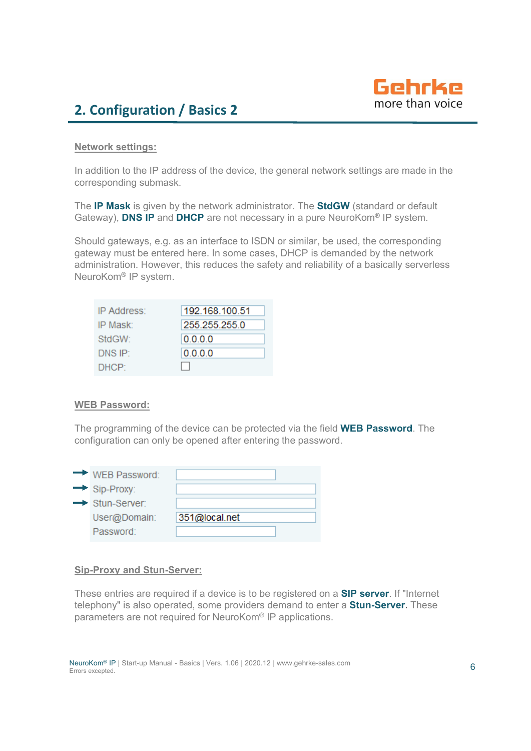## 2. Configuration / Basics 2

**Network settings:**

In addition to the IP address of the device, the general network settings are made in the corresponding submask.

The **IP Mask** is given by the network administrator. The **StdGW** (standard or default Gateway), **DNS IP** and **DHCP** are not necessary in a pure NeuroKom® IP system.

Should gateways, e.g. as an interface to ISDN or similar, be used, the corresponding gateway must be entered here. In some cases, DHCP is demanded by the network administration. However, this reduces the safety and reliability of a basically serverless NeuroKom® IP system.

| | |
|---|---|
| IP Address: | 192.168.100.51 |
| IP Mask: | 255.255.255.0 |
| StdGW: | 0.0.0.0 |
| DNS IP: | 0.0.0.0 |
| DHCP: | ☐ |

**WEB Password:**

The programming of the device can be protected via the field **WEB Password**. The configuration can only be opened after entering the password.

| | |
|---|---|
| → WEB Password: | |
| → Sip-Proxy: | |
| → Stun-Server: | |
| User@Domain: | 351@local.net |
| Password: | |

**Sip-Proxy and Stun-Server:**

These entries are required if a device is to be registered on a **SIP server**. If "Internet telephony" is also operated, some providers demand to enter a **Stun-Server**. These parameters are not required for NeuroKom® IP applications.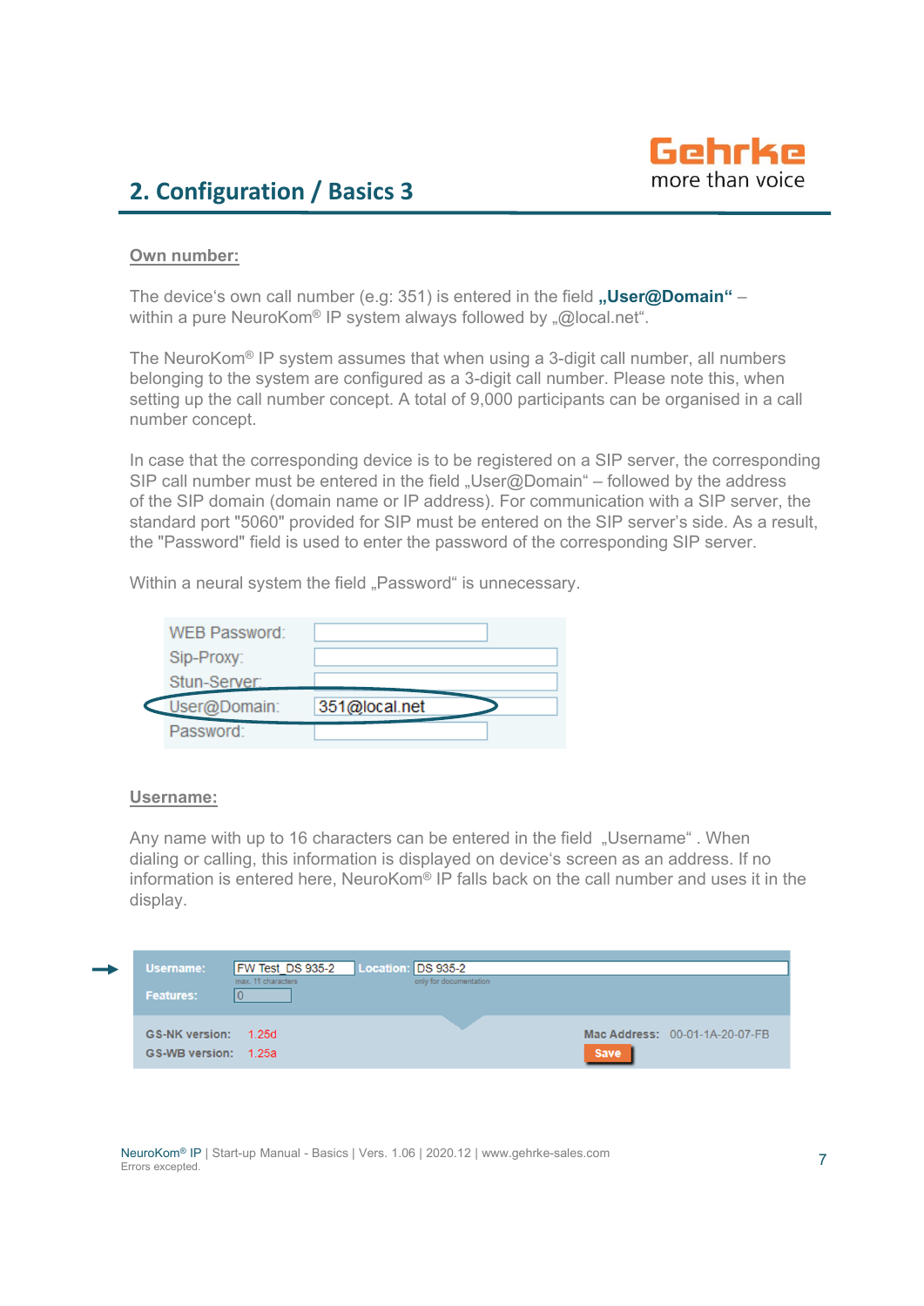## 2. Configuration / Basics 3

**Own number:**

The device's own call number (e.g: 351) is entered in the field **„User@Domain"** – within a pure NeuroKom® IP system always followed by „@local.net".

The NeuroKom® IP system assumes that when using a 3-digit call number, all numbers belonging to the system are configured as a 3-digit call number. Please note this, when setting up the call number concept. A total of 9,000 participants can be organised in a call number concept.

In case that the corresponding device is to be registered on a SIP server, the corresponding SIP call number must be entered in the field „User@Domain" – followed by the address of the SIP domain (domain name or IP address). For communication with a SIP server, the standard port "5060" provided for SIP must be entered on the SIP server's side. As a result, the "Password" field is used to enter the password of the corresponding SIP server.

Within a neural system the field „Password" is unnecessary.

| | |
|---|---|
| WEB Password: | |
| Sip-Proxy: | |
| Stun-Server: | |
| User@Domain: | 351@local.net |
| Password: | |

**Username:**

Any name with up to 16 characters can be entered in the field „Username" . When dialing or calling, this information is displayed on device's screen as an address. If no information is entered here, NeuroKom® IP falls back on the call number and uses it in the display.

| | | | |
|---|---|---|---|
| Username: | FW Test_DS 935-2 (max. 11 characters) | Location: | DS 935-2 (only for documentation) |
| Features: | 0 | | |
| GS-NK version: | 1.25d | Mac Address: | 00-01-1A-20-07-FB |
| GS-WB version: | 1.25a | | Save |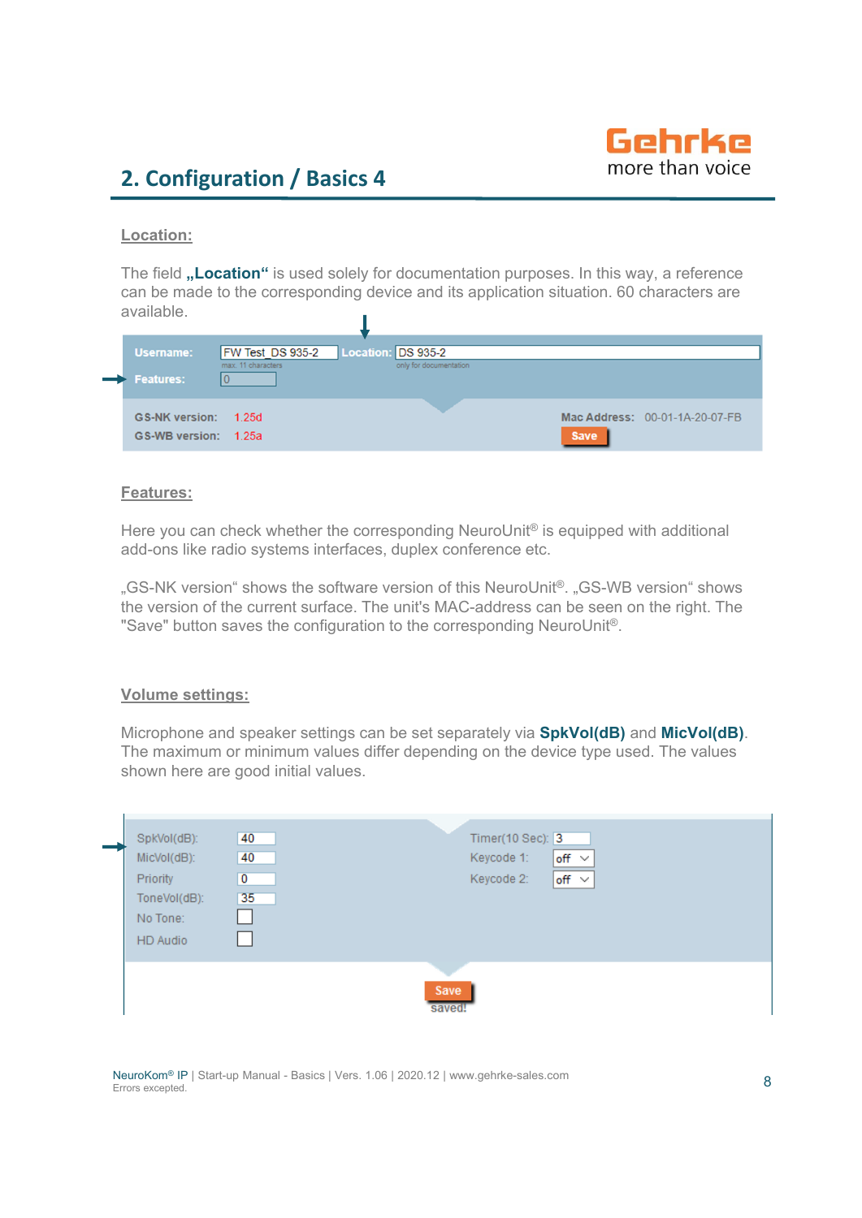## 2. Configuration / Basics 4

### Location:

The field **„Location“** is used solely for documentation purposes. In this way, a reference can be made to the corresponding device and its application situation. 60 characters are available.

Username: FW Test_DS 935-2 (max. 11 characters) Location: DS 935-2 (only for documentation)
Features: 0

GS-NK version: 1.25d
GS-WB version: 1.25a
Mac Address: 00-01-1A-20-07-FB
Save

### Features:

Here you can check whether the corresponding NeuroUnit® is equipped with additional add-ons like radio systems interfaces, duplex conference etc.

„GS-NK version“ shows the software version of this NeuroUnit®. „GS-WB version“ shows the version of the current surface. The unit's MAC-address can be seen on the right. The "Save" button saves the configuration to the corresponding NeuroUnit®.

### Volume settings:

Microphone and speaker settings can be set separately via **SpkVol(dB)** and **MicVol(dB)**. The maximum or minimum values differ depending on the device type used. The values shown here are good initial values.

| | | | |
|---|---|---|---|
| SpkVol(dB): | 40 | Timer(10 Sec): | 3 |
| MicVol(dB): | 40 | Keycode 1: | off |
| Priority | 0 | Keycode 2: | off |
| ToneVol(dB): | 35 | | |
| No Tone: | ☐ | | |
| HD Audio | ☐ | | |

Save
saved!

NeuroKom® IP | Start-up Manual - Basics | Vers. 1.06 | 2020.12 | www.gehrke-sales.com
Errors excepted.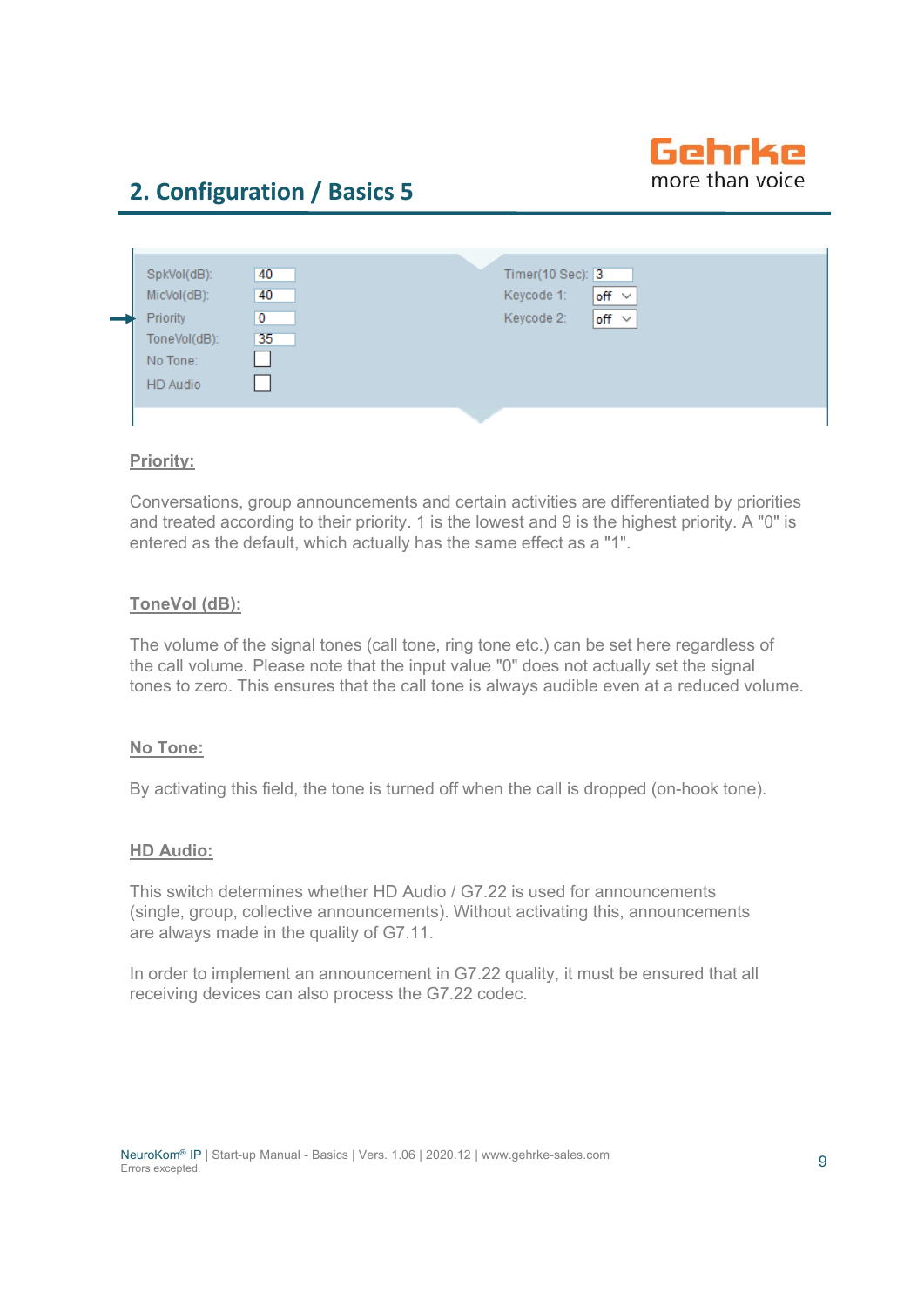## 2. Configuration / Basics 5

| | | | |
|---|---|---|---|
| SpkVol(dB): | 40 | Timer(10 Sec): | 3 |
| MicVol(dB): | 40 | Keycode 1: | off |
| Priority | 0 | Keycode 2: | off |
| ToneVol(dB): | 35 | | |
| No Tone: | ☐ | | |
| HD Audio | ☐ | | |

**Priority:**

Conversations, group announcements and certain activities are differentiated by priorities and treated according to their priority. 1 is the lowest and 9 is the highest priority. A "0" is entered as the default, which actually has the same effect as a "1".

**ToneVol (dB):**

The volume of the signal tones (call tone, ring tone etc.) can be set here regardless of the call volume. Please note that the input value "0" does not actually set the signal tones to zero. This ensures that the call tone is always audible even at a reduced volume.

**No Tone:**

By activating this field, the tone is turned off when the call is dropped (on-hook tone).

**HD Audio:**

This switch determines whether HD Audio / G7.22 is used for announcements (single, group, collective announcements). Without activating this, announcements are always made in the quality of G7.11.

In order to implement an announcement in G7.22 quality, it must be ensured that all receiving devices can also process the G7.22 codec.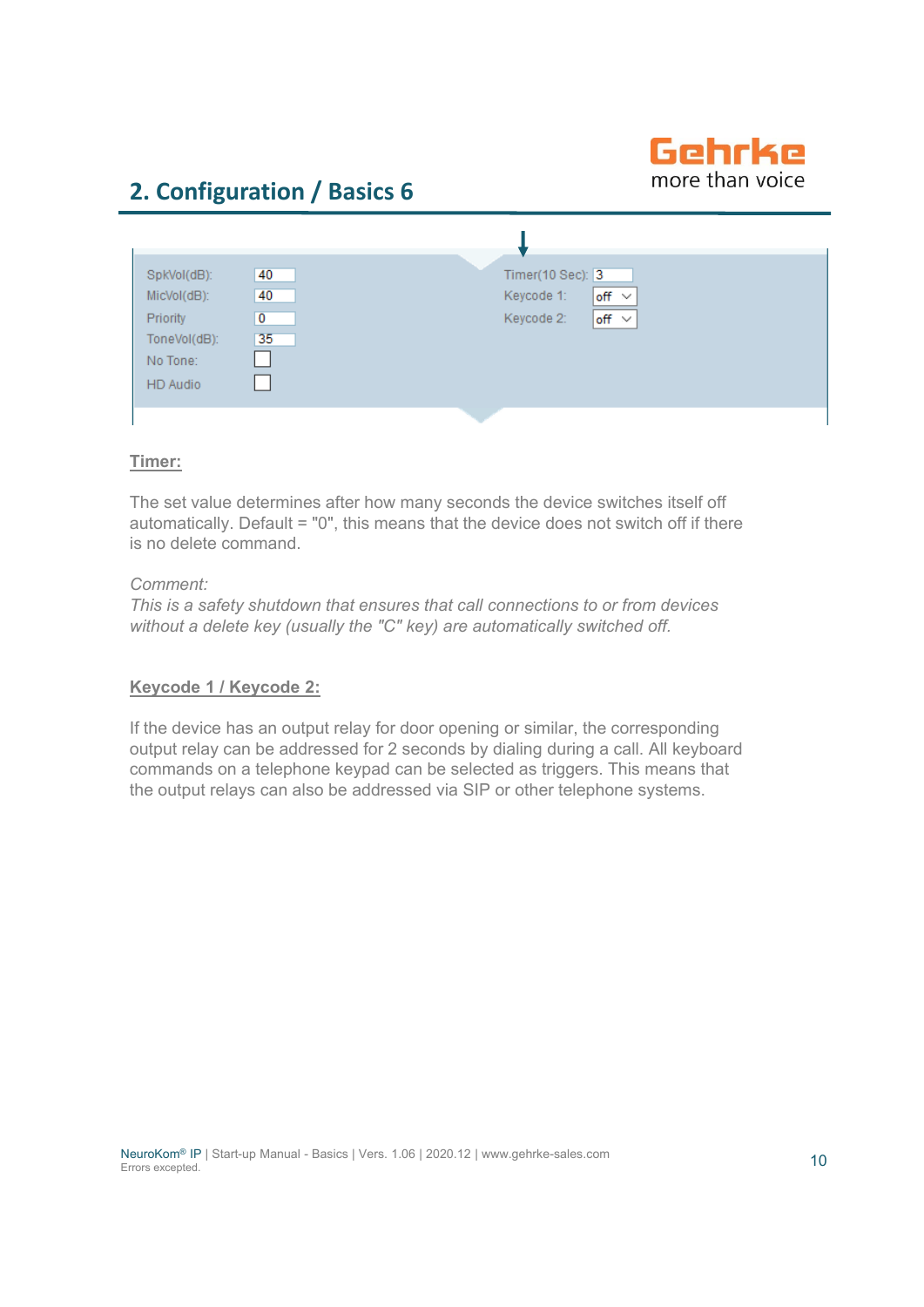## 2. Configuration / Basics 6

| | | | |
|---|---|---|---|
| SpkVol(dB): | 40 | Timer(10 Sec): | 3 |
| MicVol(dB): | 40 | Keycode 1: | off |
| Priority | 0 | Keycode 2: | off |
| ToneVol(dB): | 35 | | |
| No Tone: | ☐ | | |
| HD Audio | ☐ | | |

**Timer:**

The set value determines after how many seconds the device switches itself off automatically. Default = "0", this means that the device does not switch off if there is no delete command.

*Comment:*
*This is a safety shutdown that ensures that call connections to or from devices without a delete key (usually the "C" key) are automatically switched off.*

**Keycode 1 / Keycode 2:**

If the device has an output relay for door opening or similar, the corresponding output relay can be addressed for 2 seconds by dialing during a call. All keyboard commands on a telephone keypad can be selected as triggers. This means that the output relays can also be addressed via SIP or other telephone systems.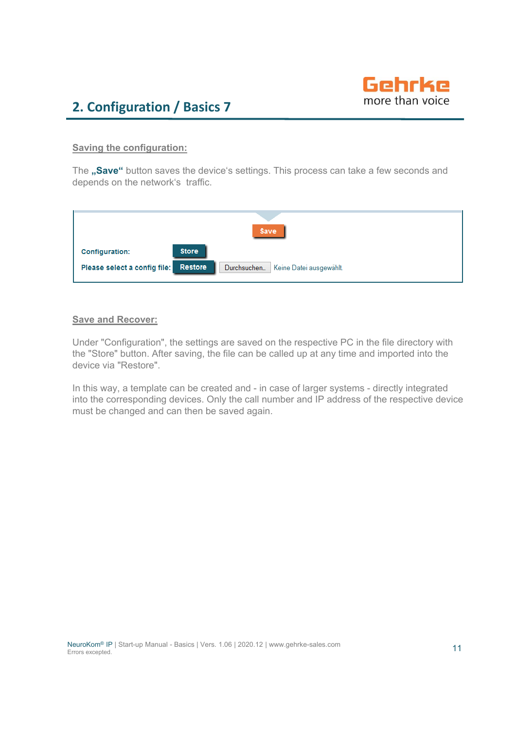## 2. Configuration / Basics 7

**Saving the configuration:**

The **„Save“** button saves the device‘s settings. This process can take a few seconds and depends on the network‘s traffic.

Save

Configuration: Store

Please select a config file: Restore Durchsuchen... Keine Datei ausgewählt.

**Save and Recover:**

Under "Configuration", the settings are saved on the respective PC in the file directory with the "Store" button. After saving, the file can be called up at any time and imported into the device via "Restore".

In this way, a template can be created and - in case of larger systems - directly integrated into the corresponding devices. Only the call number and IP address of the respective device must be changed and can then be saved again.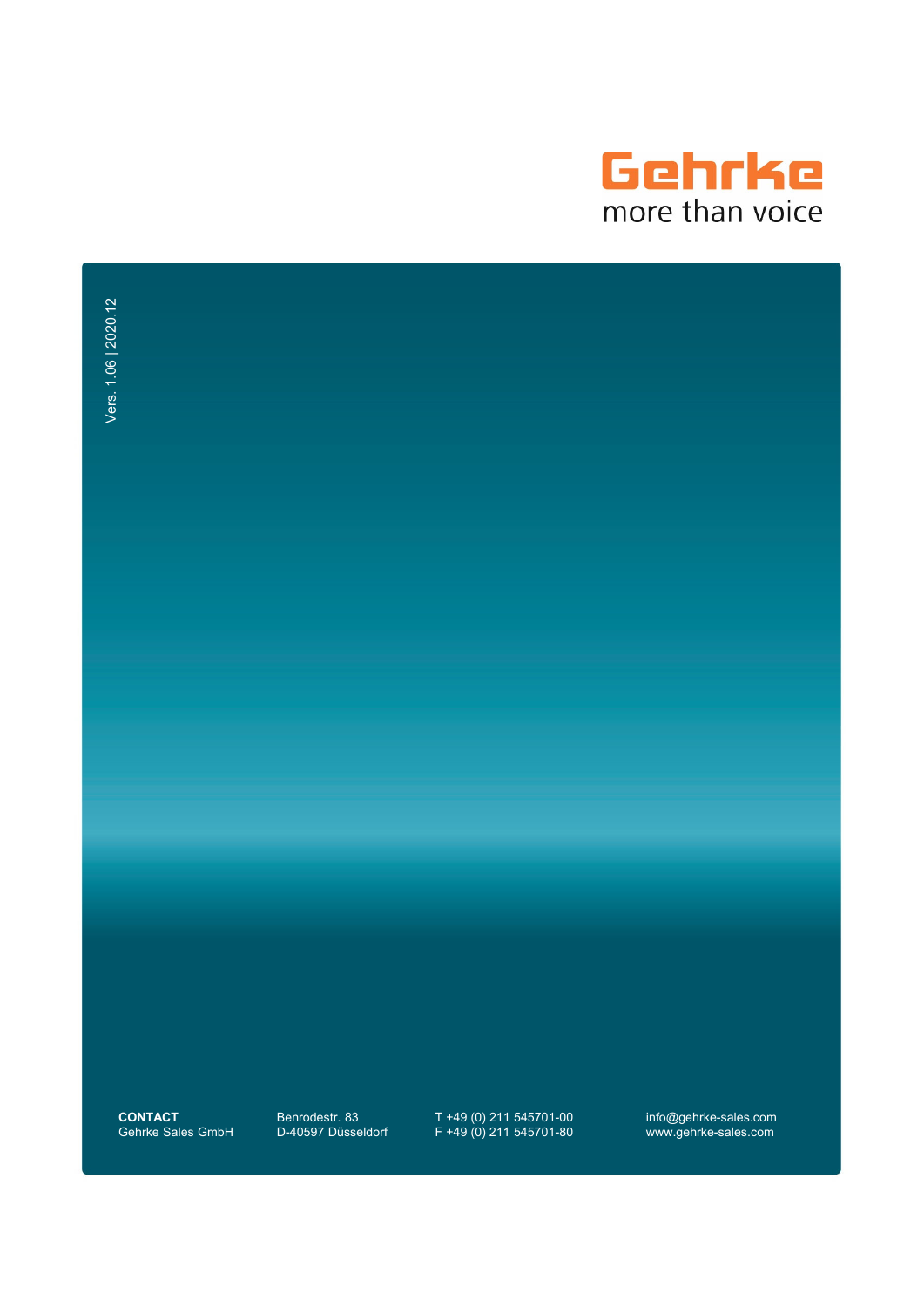Gehrke
more than voice

Vers. 1.06 | 2020.12

**CONTACT**
Gehrke Sales GmbH

Benrodestr. 83
D-40597 Düsseldorf

T +49 (0) 211 545701-00
F +49 (0) 211 545701-80

info@gehrke-sales.com
www.gehrke-sales.com